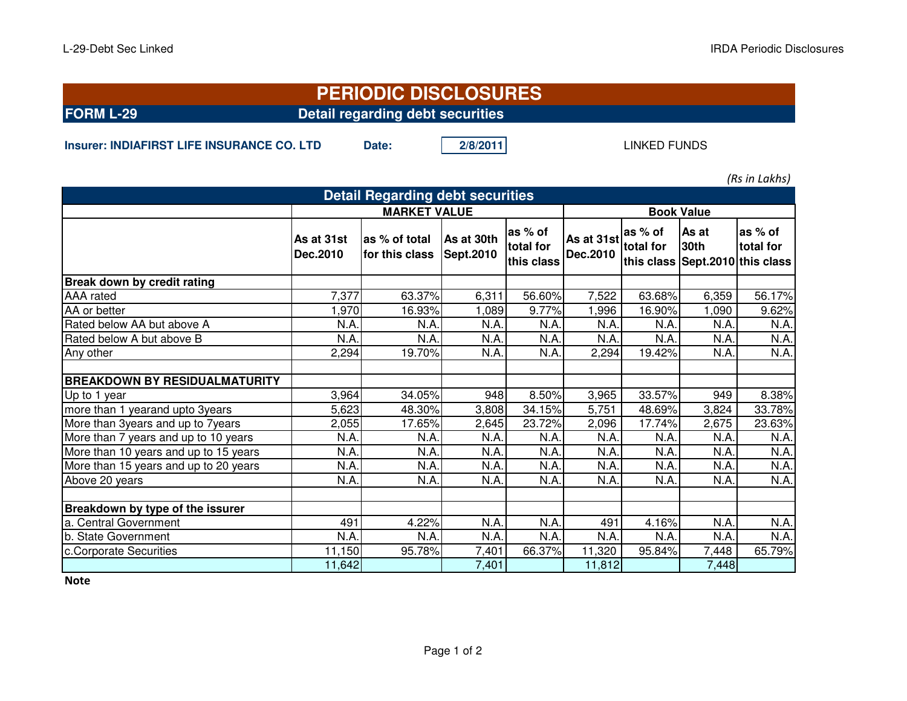# PERIODIC DISCLOSURES

## FORM L-29 Detail regarding debt securities

**Insurer: INDIAFIRST LIFE INSURANCE CO. LTD** **Date:** **2/8/2011** LINKED FUNDS

*(Rs in Lakhs)*

| Detail Regarding debt securities | MARKET VALUE | | | | Book Value | | | |
|---|---|---|---|---|---|---|---|---|
| | As at 31st Dec.2010 | as % of total for this class | As at 30th Sept.2010 | as % of total for this class | As at 31st Dec.2010 | as % of total for this class | As at 30th Sept.2010 | as % of total for this class |
| **Break down by credit rating** | | | | | | | | |
| AAA rated | 7,377 | 63.37% | 6,311 | 56.60% | 7,522 | 63.68% | 6,359 | 56.17% |
| AA or better | 1,970 | 16.93% | 1,089 | 9.77% | 1,996 | 16.90% | 1,090 | 9.62% |
| Rated below AA but above A | N.A. | N.A. | N.A. | N.A. | N.A. | N.A. | N.A. | N.A. |
| Rated below A but above B | N.A. | N.A. | N.A. | N.A. | N.A. | N.A. | N.A. | N.A. |
| Any other | 2,294 | 19.70% | N.A. | N.A. | 2,294 | 19.42% | N.A. | N.A. |
| | | | | | | | | |
| **BREAKDOWN BY RESIDUALMATURITY** | | | | | | | | |
| Up to 1 year | 3,964 | 34.05% | 948 | 8.50% | 3,965 | 33.57% | 949 | 8.38% |
| more than 1 yearand upto 3years | 5,623 | 48.30% | 3,808 | 34.15% | 5,751 | 48.69% | 3,824 | 33.78% |
| More than 3years and up to 7years | 2,055 | 17.65% | 2,645 | 23.72% | 2,096 | 17.74% | 2,675 | 23.63% |
| More than 7 years and up to 10 years | N.A. | N.A. | N.A. | N.A. | N.A. | N.A. | N.A. | N.A. |
| More than 10 years and up to 15 years | N.A. | N.A. | N.A. | N.A. | N.A. | N.A. | N.A. | N.A. |
| More than 15 years and up to 20 years | N.A. | N.A. | N.A. | N.A. | N.A. | N.A. | N.A. | N.A. |
| Above 20 years | N.A. | N.A. | N.A. | N.A. | N.A. | N.A. | N.A. | N.A. |
| | | | | | | | | |
| **Breakdown by type of the issurer** | | | | | | | | |
| a. Central Government | 491 | 4.22% | N.A. | N.A. | 491 | 4.16% | N.A. | N.A. |
| b. State Government | N.A. | N.A. | N.A. | N.A. | N.A. | N.A. | N.A. | N.A. |
| c.Corporate Securities | 11,150 | 95.78% | 7,401 | 66.37% | 11,320 | 95.84% | 7,448 | 65.79% |
| | 11,642 | | 7,401 | | 11,812 | | 7,448 | |

**Note**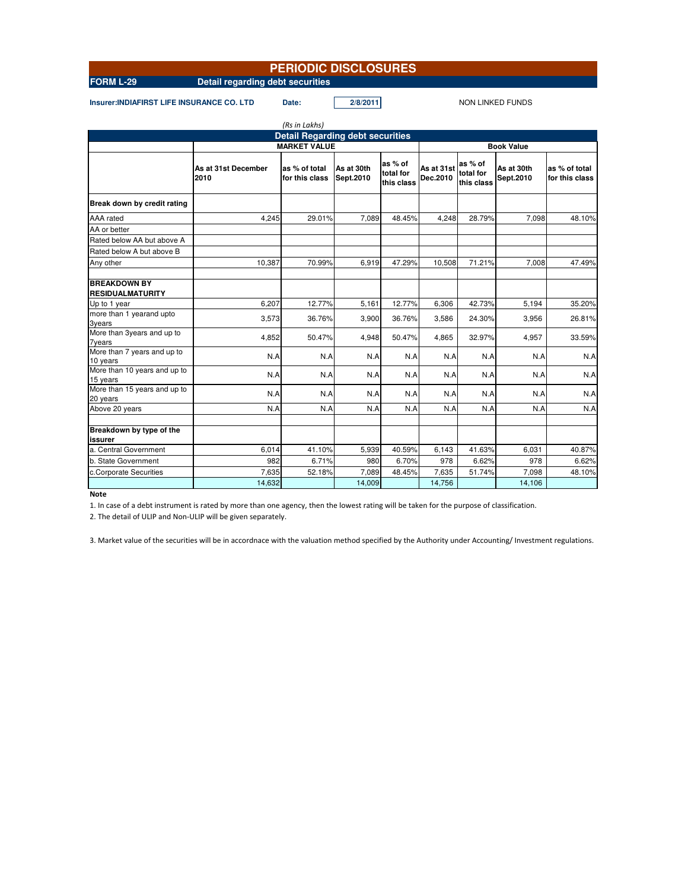# PERIODIC DISCLOSURES

**FORM L-29** **Detail regarding debt securities**

**Insurer:INDIAFIRST LIFE INSURANCE CO. LTD** **Date:** 2/8/2011 NON LINKED FUNDS

*(Rs in Lakhs)*

| Detail Regarding debt securities | MARKET VALUE | | | | Book Value | | | |
|---|---|---|---|---|---|---|---|---|
| | As at 31st December 2010 | as % of total for this class | As at 30th Sept.2010 | as % of total for this class | As at 31st Dec.2010 | as % of total for this class | As at 30th Sept.2010 | as % of total for this class |
| **Break down by credit rating** | | | | | | | | |
| AAA rated | 4,245 | 29.01% | 7,089 | 48.45% | 4,248 | 28.79% | 7,098 | 48.10% |
| AA or better | | | | | | | | |
| Rated below AA but above A | | | | | | | | |
| Rated below A but above B | | | | | | | | |
| Any other | 10,387 | 70.99% | 6,919 | 47.29% | 10,508 | 71.21% | 7,008 | 47.49% |
| | | | | | | | | |
| **BREAKDOWN BY RESIDUALMATURITY** | | | | | | | | |
| Up to 1 year | 6,207 | 12.77% | 5,161 | 12.77% | 6,306 | 42.73% | 5,194 | 35.20% |
| more than 1 yearand upto 3years | 3,573 | 36.76% | 3,900 | 36.76% | 3,586 | 24.30% | 3,956 | 26.81% |
| More than 3years and up to 7years | 4,852 | 50.47% | 4,948 | 50.47% | 4,865 | 32.97% | 4,957 | 33.59% |
| More than 7 years and up to 10 years | N.A | N.A | N.A | N.A | N.A | N.A | N.A | N.A |
| More than 10 years and up to 15 years | N.A | N.A | N.A | N.A | N.A | N.A | N.A | N.A |
| More than 15 years and up to 20 years | N.A | N.A | N.A | N.A | N.A | N.A | N.A | N.A |
| Above 20 years | N.A | N.A | N.A | N.A | N.A | N.A | N.A | N.A |
| | | | | | | | | |
| **Breakdown by type of the issurer** | | | | | | | | |
| a. Central Government | 6,014 | 41.10% | 5,939 | 40.59% | 6,143 | 41.63% | 6,031 | 40.87% |
| b. State Government | 982 | 6.71% | 980 | 6.70% | 978 | 6.62% | 978 | 6.62% |
| c.Corporate Securities | 7,635 | 52.18% | 7,089 | 48.45% | 7,635 | 51.74% | 7,098 | 48.10% |
| | 14,632 | | 14,009 | | 14,756 | | 14,106 | |

**Note**

1. In case of a debt instrument is rated by more than one agency, then the lowest rating will be taken for the purpose of classification.
2. The detail of ULIP and Non-ULIP will be given separately.
3. Market value of the securities will be in accordnace with the valuation method specified by the Authority under Accounting/ Investment regulations.